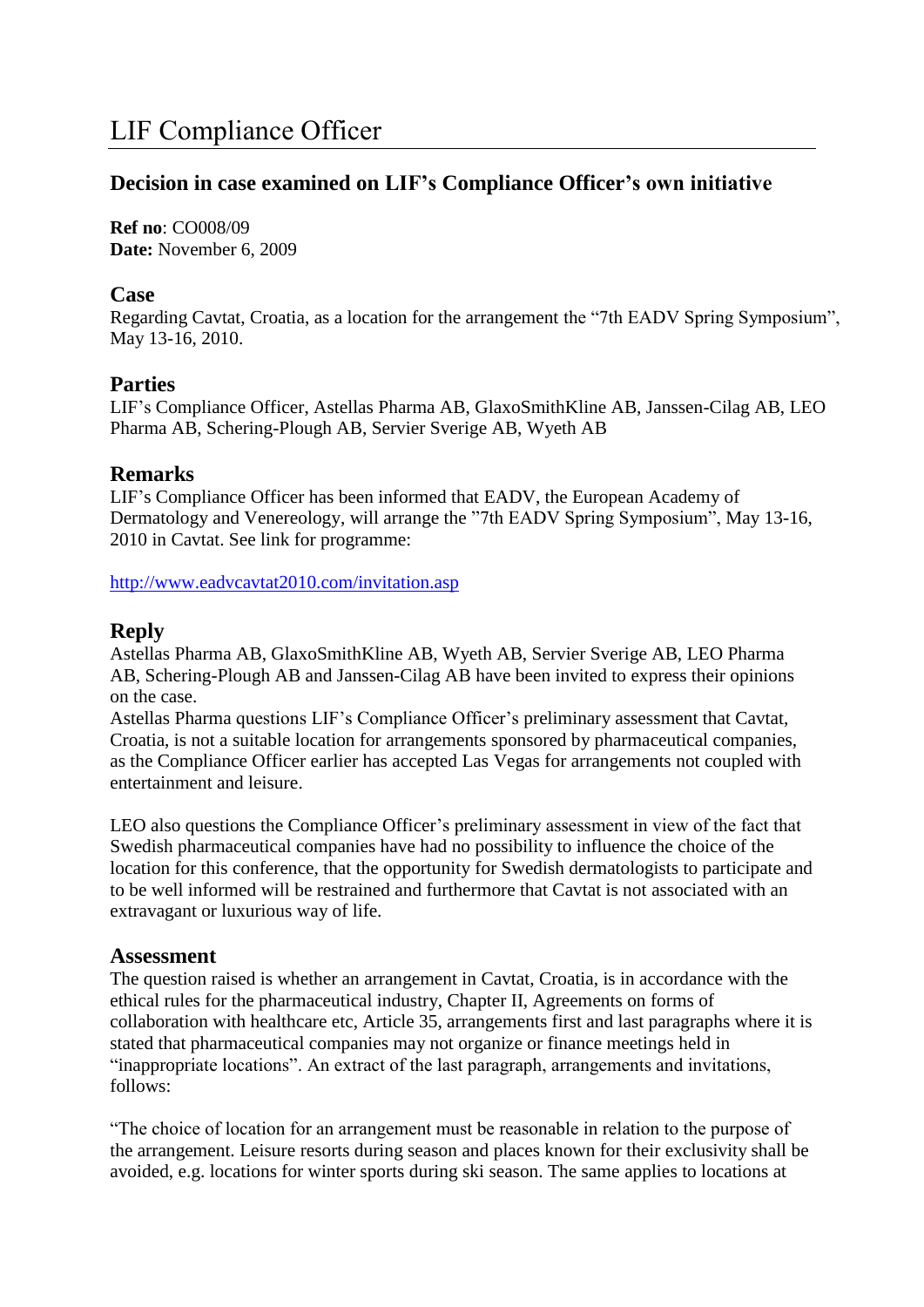# LIF Compliance Officer

## Decision in case examined on LIF's Compliance Officer's own initiative

**Ref no**: CO008/09
**Date:** November 6, 2009

### Case

Regarding Cavtat, Croatia, as a location for the arrangement the "7th EADV Spring Symposium", May 13-16, 2010.

### Parties

LIF's Compliance Officer, Astellas Pharma AB, GlaxoSmithKline AB, Janssen-Cilag AB, LEO Pharma AB, Schering-Plough AB, Servier Sverige AB, Wyeth AB

### Remarks

LIF's Compliance Officer has been informed that EADV, the European Academy of Dermatology and Venereology, will arrange the "7th EADV Spring Symposium", May 13-16, 2010 in Cavtat. See link for programme:

http://www.eadvcavtat2010.com/invitation.asp

### Reply

Astellas Pharma AB, GlaxoSmithKline AB, Wyeth AB, Servier Sverige AB, LEO Pharma AB, Schering-Plough AB and Janssen-Cilag AB have been invited to express their opinions on the case.
Astellas Pharma questions LIF's Compliance Officer's preliminary assessment that Cavtat, Croatia, is not a suitable location for arrangements sponsored by pharmaceutical companies, as the Compliance Officer earlier has accepted Las Vegas for arrangements not coupled with entertainment and leisure.

LEO also questions the Compliance Officer's preliminary assessment in view of the fact that Swedish pharmaceutical companies have had no possibility to influence the choice of the location for this conference, that the opportunity for Swedish dermatologists to participate and to be well informed will be restrained and furthermore that Cavtat is not associated with an extravagant or luxurious way of life.

### Assessment

The question raised is whether an arrangement in Cavtat, Croatia, is in accordance with the ethical rules for the pharmaceutical industry, Chapter II, Agreements on forms of collaboration with healthcare etc, Article 35, arrangements first and last paragraphs where it is stated that pharmaceutical companies may not organize or finance meetings held in "inappropriate locations". An extract of the last paragraph, arrangements and invitations, follows:

"The choice of location for an arrangement must be reasonable in relation to the purpose of the arrangement. Leisure resorts during season and places known for their exclusivity shall be avoided, e.g. locations for winter sports during ski season. The same applies to locations at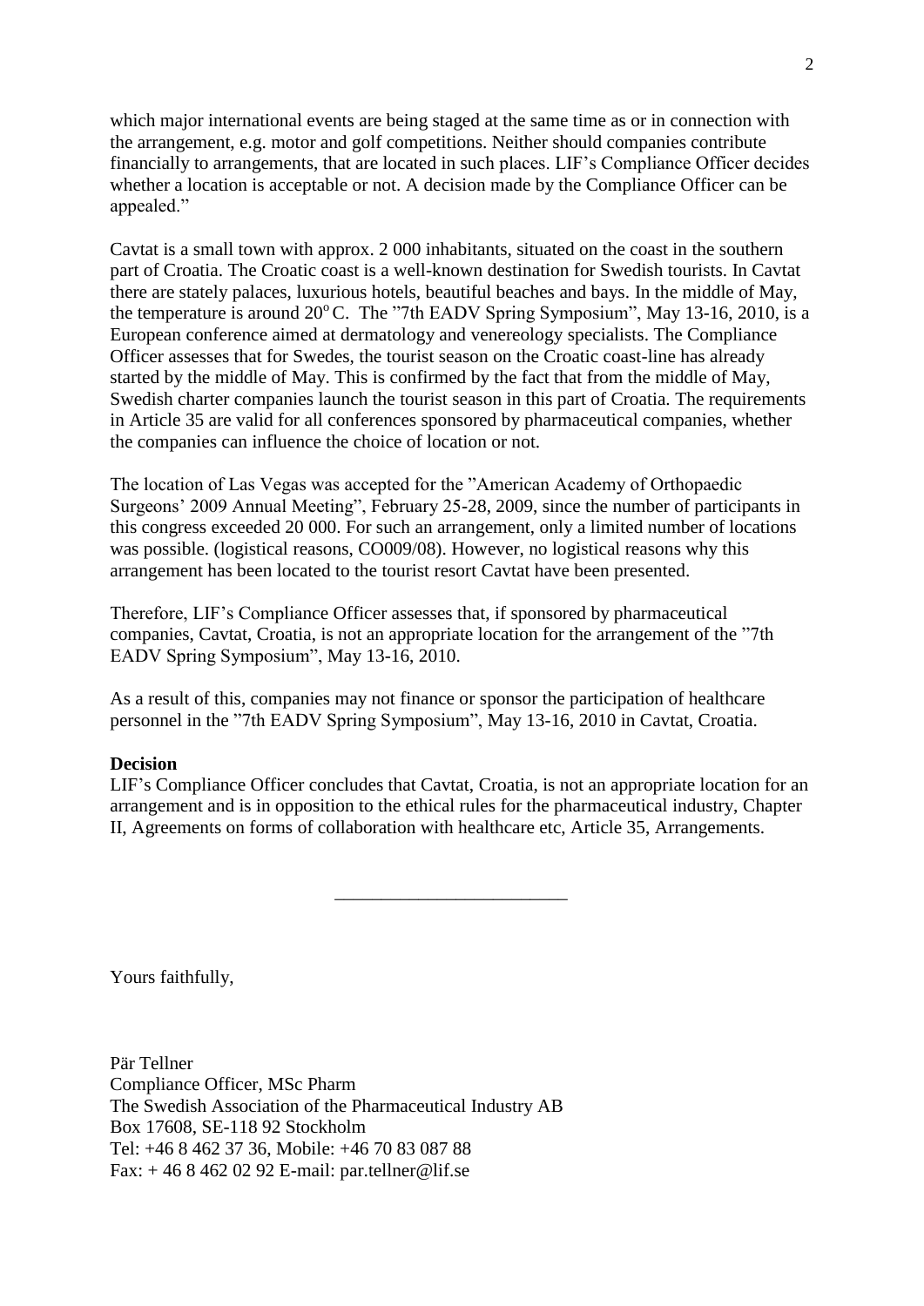which major international events are being staged at the same time as or in connection with the arrangement, e.g. motor and golf competitions. Neither should companies contribute financially to arrangements, that are located in such places. LIF's Compliance Officer decides whether a location is acceptable or not. A decision made by the Compliance Officer can be appealed."

Cavtat is a small town with approx. 2 000 inhabitants, situated on the coast in the southern part of Croatia. The Croatic coast is a well-known destination for Swedish tourists. In Cavtat there are stately palaces, luxurious hotels, beautiful beaches and bays. In the middle of May, the temperature is around $20^{o}$C. The "7th EADV Spring Symposium", May 13-16, 2010, is a European conference aimed at dermatology and venereology specialists. The Compliance Officer assesses that for Swedes, the tourist season on the Croatic coast-line has already started by the middle of May. This is confirmed by the fact that from the middle of May, Swedish charter companies launch the tourist season in this part of Croatia. The requirements in Article 35 are valid for all conferences sponsored by pharmaceutical companies, whether the companies can influence the choice of location or not.

The location of Las Vegas was accepted for the "American Academy of Orthopaedic Surgeons' 2009 Annual Meeting", February 25-28, 2009, since the number of participants in this congress exceeded 20 000. For such an arrangement, only a limited number of locations was possible. (logistical reasons, CO009/08). However, no logistical reasons why this arrangement has been located to the tourist resort Cavtat have been presented.

Therefore, LIF's Compliance Officer assesses that, if sponsored by pharmaceutical companies, Cavtat, Croatia, is not an appropriate location for the arrangement of the "7th EADV Spring Symposium", May 13-16, 2010.

As a result of this, companies may not finance or sponsor the participation of healthcare personnel in the "7th EADV Spring Symposium", May 13-16, 2010 in Cavtat, Croatia.

**Decision**

LIF's Compliance Officer concludes that Cavtat, Croatia, is not an appropriate location for an arrangement and is in opposition to the ethical rules for the pharmaceutical industry, Chapter II, Agreements on forms of collaboration with healthcare etc, Article 35, Arrangements.

---

Yours faithfully,

Pär Tellner  
Compliance Officer, MSc Pharm  
The Swedish Association of the Pharmaceutical Industry AB  
Box 17608, SE-118 92 Stockholm  
Tel: +46 8 462 37 36, Mobile: +46 70 83 087 88  
Fax: + 46 8 462 02 92 E-mail: par.tellner@lif.se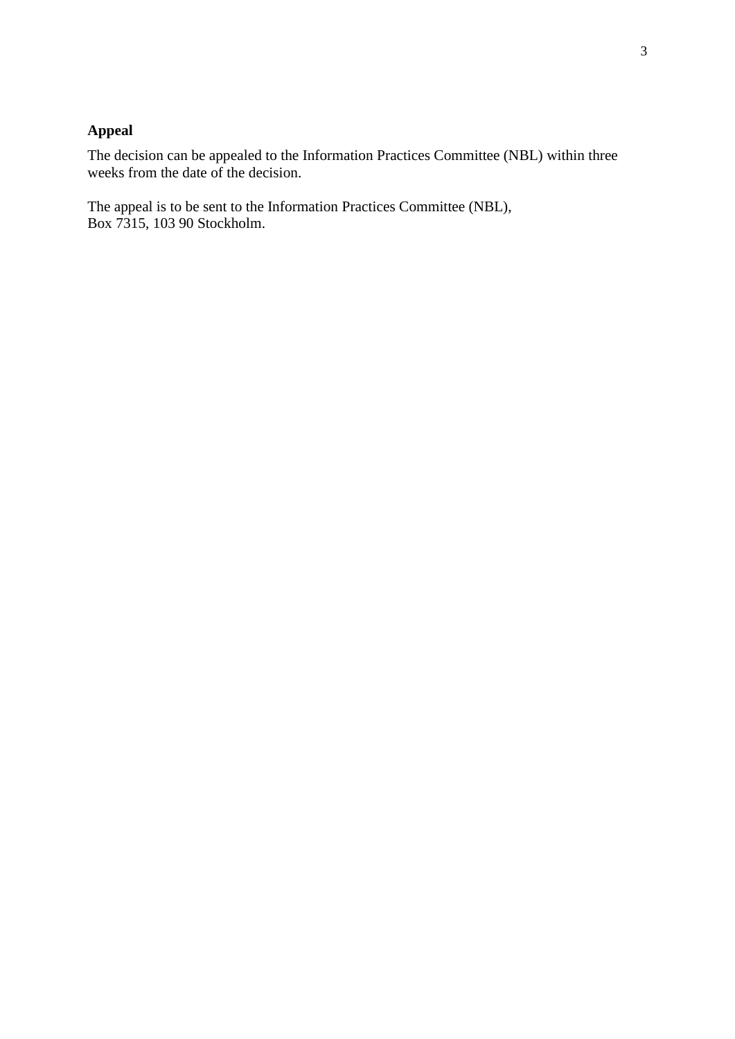**Appeal**

The decision can be appealed to the Information Practices Committee (NBL) within three weeks from the date of the decision.

The appeal is to be sent to the Information Practices Committee (NBL), Box 7315, 103 90 Stockholm.